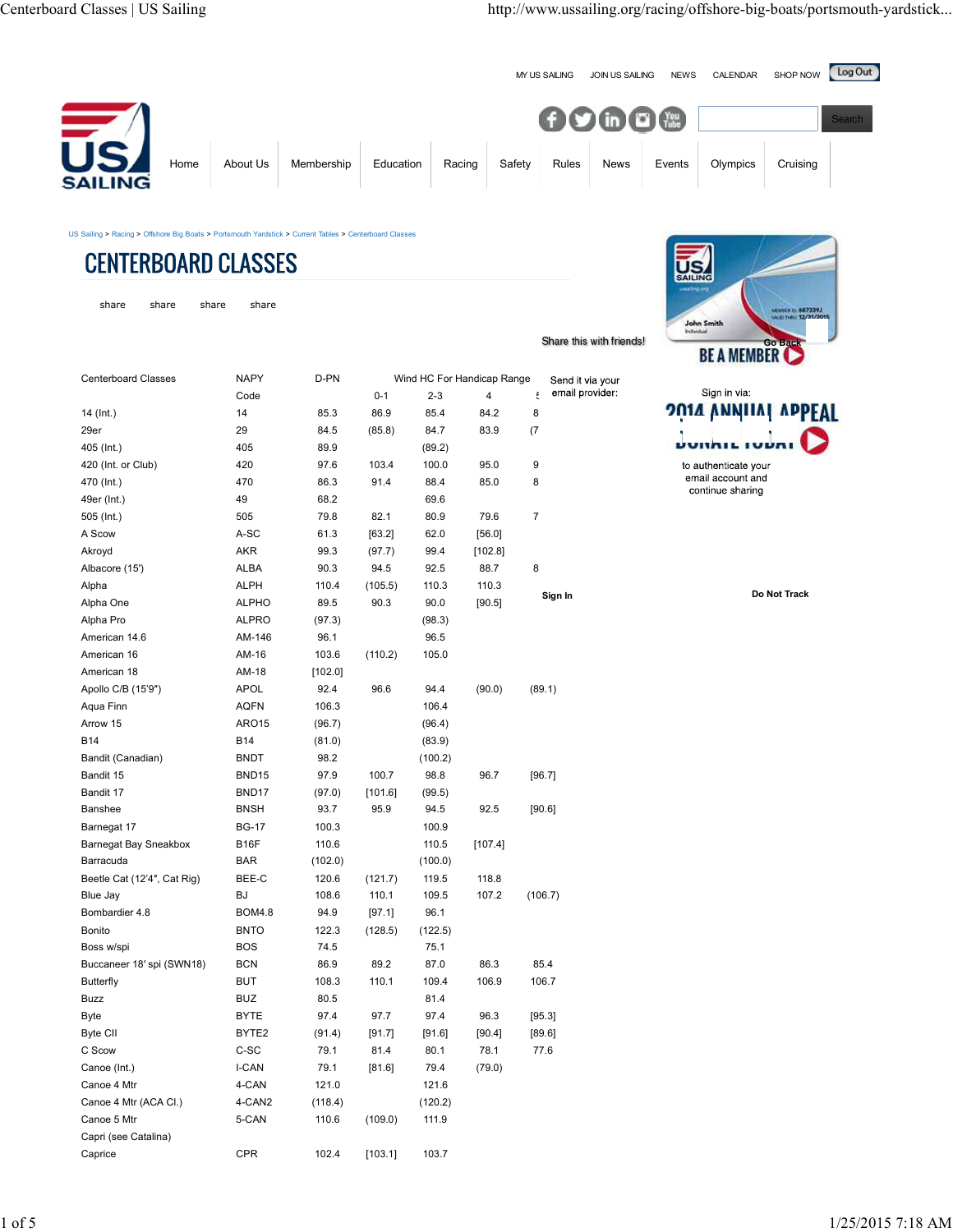# CENTERBOARD CLASSES

| Centerboard Classes | NAPY Code | D-PN | Wind HC For Handicap Range 0-1 | 2-3 | 4 | 5 |
|---|---|---|---|---|---|---|
| 14 (Int.) | 14 | 85.3 | 86.9 | 85.4 | 84.2 | 8 |
| 29er | 29 | 84.5 | (85.8) | 84.7 | 83.9 | (7 |
| 405 (Int.) | 405 | 89.9 | | (89.2) | | |
| 420 (Int. or Club) | 420 | 97.6 | 103.4 | 100.0 | 95.0 | 9 |
| 470 (Int.) | 470 | 86.3 | 91.4 | 88.4 | 85.0 | 8 |
| 49er (Int.) | 49 | 68.2 | | 69.6 | | |
| 505 (Int.) | 505 | 79.8 | 82.1 | 80.9 | 79.6 | 7 |
| A Scow | A-SC | 61.3 | [63.2] | 62.0 | [56.0] | |
| Akroyd | AKR | 99.3 | (97.7) | 99.4 | [102.8] | |
| Albacore (15') | ALBA | 90.3 | 94.5 | 92.5 | 88.7 | 8 |
| Alpha | ALPH | 110.4 | (105.5) | 110.3 | 110.3 | |
| Alpha One | ALPHO | 89.5 | 90.3 | 90.0 | [90.5] | |
| Alpha Pro | ALPRO | (97.3) | | (98.3) | | |
| American 14.6 | AM-146 | 96.1 | | 96.5 | | |
| American 16 | AM-16 | 103.6 | (110.2) | 105.0 | | |
| American 18 | AM-18 | [102.0] | | | | |
| Apollo C/B (15'9") | APOL | 92.4 | 96.6 | 94.4 | (90.0) | (89.1) |
| Aqua Finn | AQFN | 106.3 | | 106.4 | | |
| Arrow 15 | ARO15 | (96.7) | | (96.4) | | |
| B14 | B14 | (81.0) | | (83.9) | | |
| Bandit (Canadian) | BNDT | 98.2 | | (100.2) | | |
| Bandit 15 | BND15 | 97.9 | 100.7 | 98.8 | 96.7 | [96.7] |
| Bandit 17 | BND17 | (97.0) | [101.6] | (99.5) | | |
| Banshee | BNSH | 93.7 | 95.9 | 94.5 | 92.5 | [90.6] |
| Barnegat 17 | BG-17 | 100.3 | | 100.9 | | |
| Barnegat Bay Sneakbox | B16F | 110.6 | | 110.5 | [107.4] | |
| Barracuda | BAR | (102.0) | | (100.0) | | |
| Beetle Cat (12'4", Cat Rig) | BEE-C | 120.6 | (121.7) | 119.5 | 118.8 | |
| Blue Jay | BJ | 108.6 | 110.1 | 109.5 | 107.2 | (106.7) |
| Bombardier 4.8 | BOM4.8 | 94.9 | [97.1] | 96.1 | | |
| Bonito | BNTO | 122.3 | (128.5) | (122.5) | | |
| Boss w/spi | BOS | 74.5 | | 75.1 | | |
| Buccaneer 18' spi (SWN18) | BCN | 86.9 | 89.2 | 87.0 | 86.3 | 85.4 |
| Butterfly | BUT | 108.3 | 110.1 | 109.4 | 106.9 | 106.7 |
| Buzz | BUZ | 80.5 | | 81.4 | | |
| Byte | BYTE | 97.4 | 97.7 | 97.4 | 96.3 | [95.3] |
| Byte CII | BYTE2 | (91.4) | [91.7] | [91.6] | [90.4] | [89.6] |
| C Scow | C-SC | 79.1 | 81.4 | 80.1 | 78.1 | 77.6 |
| Canoe (Int.) | I-CAN | 79.1 | [81.6] | 79.4 | (79.0) | |
| Canoe 4 Mtr | 4-CAN | 121.0 | | 121.6 | | |
| Canoe 4 Mtr (ACA Cl.) | 4-CAN2 | (118.4) | | (120.2) | | |
| Canoe 5 Mtr | 5-CAN | 110.6 | (109.0) | 111.9 | | |
| Capri (see Catalina) | | | | | | |
| Caprice | CPR | 102.4 | [103.1] | 103.7 | | |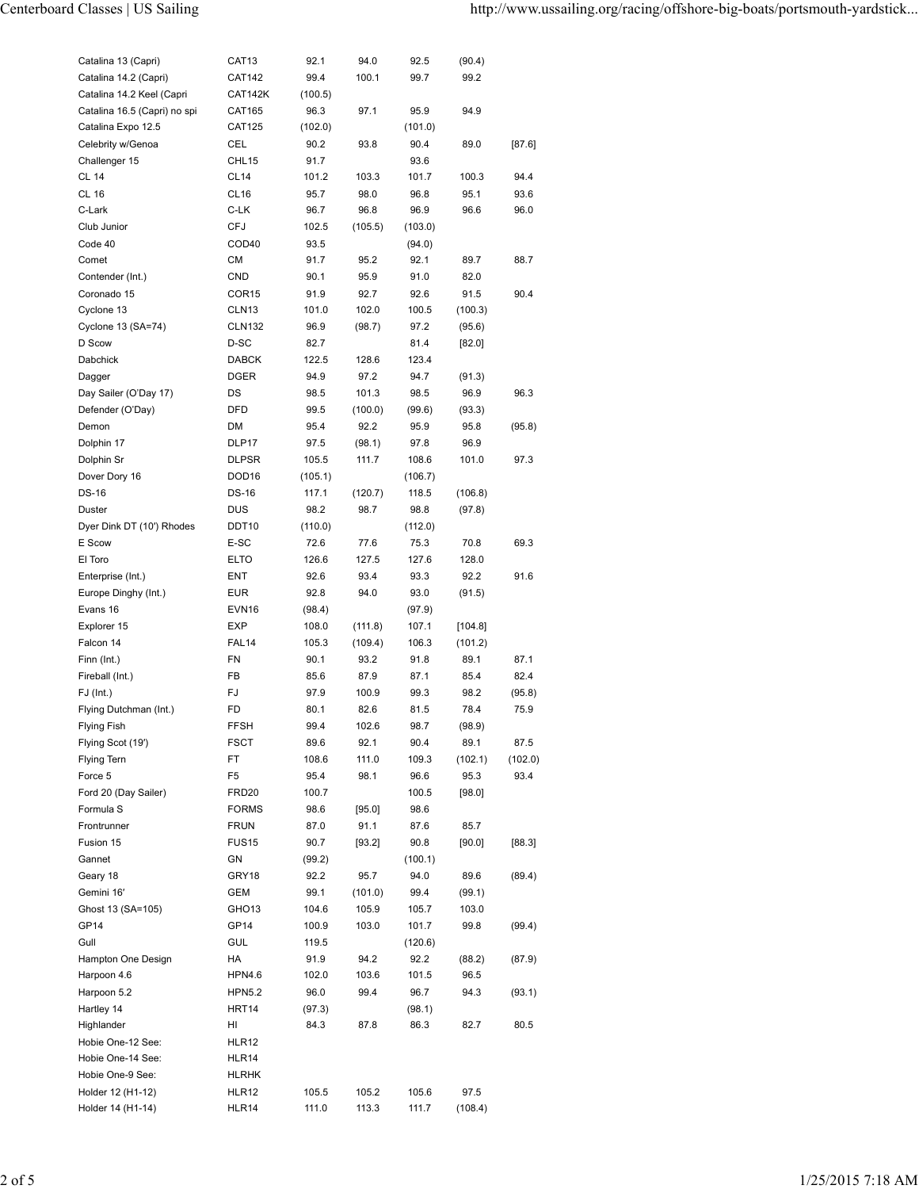| | | | | | | |
|---|---|---|---|---|---|---|
| Catalina 13 (Capri) | CAT13 | 92.1 | 94.0 | 92.5 | (90.4) | |
| Catalina 14.2 (Capri) | CAT142 | 99.4 | 100.1 | 99.7 | 99.2 | |
| Catalina 14.2 Keel (Capri | CAT142K | (100.5) | | | | |
| Catalina 16.5 (Capri) no spi | CAT165 | 96.3 | 97.1 | 95.9 | 94.9 | |
| Catalina Expo 12.5 | CAT125 | (102.0) | | (101.0) | | |
| Celebrity w/Genoa | CEL | 90.2 | 93.8 | 90.4 | 89.0 | [87.6] |
| Challenger 15 | CHL15 | 91.7 | | 93.6 | | |
| CL 14 | CL14 | 101.2 | 103.3 | 101.7 | 100.3 | 94.4 |
| CL 16 | CL16 | 95.7 | 98.0 | 96.8 | 95.1 | 93.6 |
| C-Lark | C-LK | 96.7 | 96.8 | 96.9 | 96.6 | 96.0 |
| Club Junior | CFJ | 102.5 | (105.5) | (103.0) | | |
| Code 40 | COD40 | 93.5 | | (94.0) | | |
| Comet | CM | 91.7 | 95.2 | 92.1 | 89.7 | 88.7 |
| Contender (Int.) | CND | 90.1 | 95.9 | 91.0 | 82.0 | |
| Coronado 15 | COR15 | 91.9 | 92.7 | 92.6 | 91.5 | 90.4 |
| Cyclone 13 | CLN13 | 101.0 | 102.0 | 100.5 | (100.3) | |
| Cyclone 13 (SA=74) | CLN132 | 96.9 | (98.7) | 97.2 | (95.6) | |
| D Scow | D-SC | 82.7 | | 81.4 | [82.0] | |
| Dabchick | DABCK | 122.5 | 128.6 | 123.4 | | |
| Dagger | DGER | 94.9 | 97.2 | 94.7 | (91.3) | |
| Day Sailer (O'Day 17) | DS | 98.5 | 101.3 | 98.5 | 96.9 | 96.3 |
| Defender (O'Day) | DFD | 99.5 | (100.0) | (99.6) | (93.3) | |
| Demon | DM | 95.4 | 92.2 | 95.9 | 95.8 | (95.8) |
| Dolphin 17 | DLP17 | 97.5 | (98.1) | 97.8 | 96.9 | |
| Dolphin Sr | DLPSR | 105.5 | 111.7 | 108.6 | 101.0 | 97.3 |
| Dover Dory 16 | DOD16 | (105.1) | | (106.7) | | |
| DS-16 | DS-16 | 117.1 | (120.7) | 118.5 | (106.8) | |
| Duster | DUS | 98.2 | 98.7 | 98.8 | (97.8) | |
| Dyer Dink DT (10') Rhodes | DDT10 | (110.0) | | (112.0) | | |
| E Scow | E-SC | 72.6 | 77.6 | 75.3 | 70.8 | 69.3 |
| El Toro | ELTO | 126.6 | 127.5 | 127.6 | 128.0 | |
| Enterprise (Int.) | ENT | 92.6 | 93.4 | 93.3 | 92.2 | 91.6 |
| Europe Dinghy (Int.) | EUR | 92.8 | 94.0 | 93.0 | (91.5) | |
| Evans 16 | EVN16 | (98.4) | | (97.9) | | |
| Explorer 15 | EXP | 108.0 | (111.8) | 107.1 | [104.8] | |
| Falcon 14 | FAL14 | 105.3 | (109.4) | 106.3 | (101.2) | |
| Finn (Int.) | FN | 90.1 | 93.2 | 91.8 | 89.1 | 87.1 |
| Fireball (Int.) | FB | 85.6 | 87.9 | 87.1 | 85.4 | 82.4 |
| FJ (Int.) | FJ | 97.9 | 100.9 | 99.3 | 98.2 | (95.8) |
| Flying Dutchman (Int.) | FD | 80.1 | 82.6 | 81.5 | 78.4 | 75.9 |
| Flying Fish | FFSH | 99.4 | 102.6 | 98.7 | (98.9) | |
| Flying Scot (19') | FSCT | 89.6 | 92.1 | 90.4 | 89.1 | 87.5 |
| Flying Tern | FT | 108.6 | 111.0 | 109.3 | (102.1) | (102.0) |
| Force 5 | F5 | 95.4 | 98.1 | 96.6 | 95.3 | 93.4 |
| Ford 20 (Day Sailer) | FRD20 | 100.7 | | 100.5 | [98.0] | |
| Formula S | FORMS | 98.6 | [95.0] | 98.6 | | |
| Frontrunner | FRUN | 87.0 | 91.1 | 87.6 | 85.7 | |
| Fusion 15 | FUS15 | 90.7 | [93.2] | 90.8 | [90.0] | [88.3] |
| Gannet | GN | (99.2) | | (100.1) | | |
| Geary 18 | GRY18 | 92.2 | 95.7 | 94.0 | 89.6 | (89.4) |
| Gemini 16' | GEM | 99.1 | (101.0) | 99.4 | (99.1) | |
| Ghost 13 (SA=105) | GHO13 | 104.6 | 105.9 | 105.7 | 103.0 | |
| GP14 | GP14 | 100.9 | 103.0 | 101.7 | 99.8 | (99.4) |
| Gull | GUL | 119.5 | | (120.6) | | |
| Hampton One Design | HA | 91.9 | 94.2 | 92.2 | (88.2) | (87.9) |
| Harpoon 4.6 | HPN4.6 | 102.0 | 103.6 | 101.5 | 96.5 | |
| Harpoon 5.2 | HPN5.2 | 96.0 | 99.4 | 96.7 | 94.3 | (93.1) |
| Hartley 14 | HRT14 | (97.3) | | (98.1) | | |
| Highlander | HI | 84.3 | 87.8 | 86.3 | 82.7 | 80.5 |
| Hobie One-12 See: | HLR12 | | | | | |
| Hobie One-14 See: | HLR14 | | | | | |
| Hobie One-9 See: | HLRHK | | | | | |
| Holder 12 (H1-12) | HLR12 | 105.5 | 105.2 | 105.6 | 97.5 | |
| Holder 14 (H1-14) | HLR14 | 111.0 | 113.3 | 111.7 | (108.4) | |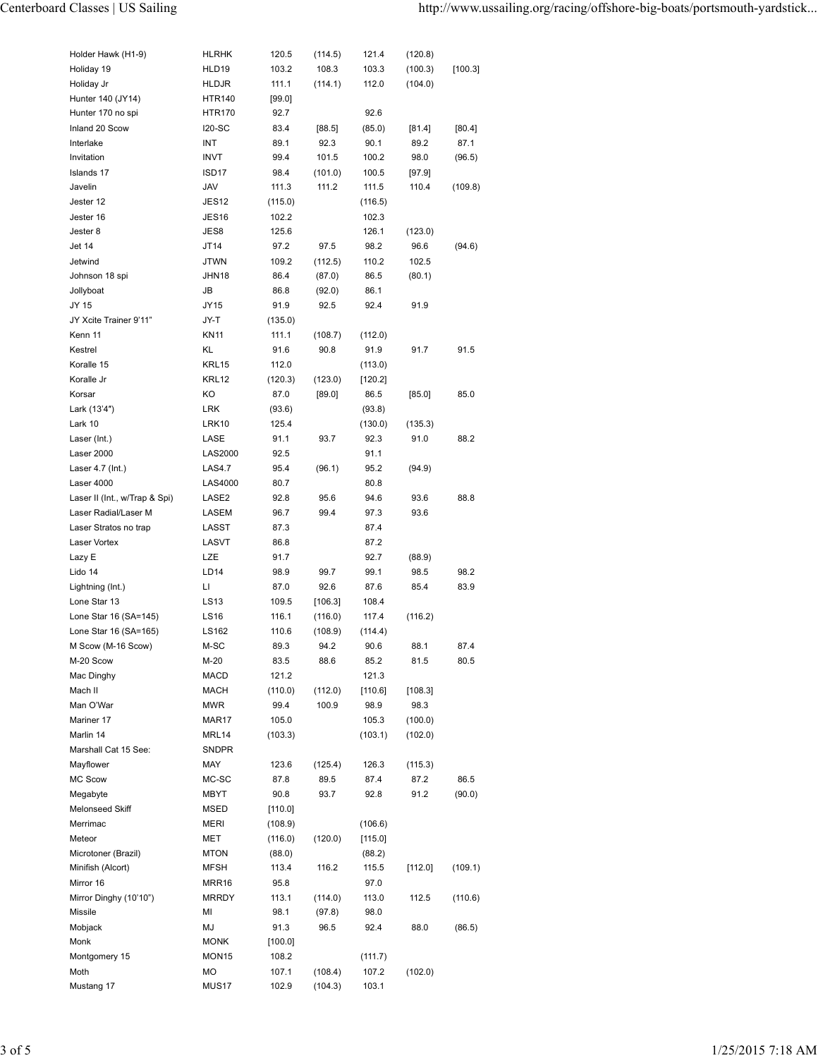| | | | | | | |
|---|---|---|---|---|---|---|
| Holder Hawk (H1-9) | HLRHK | 120.5 | (114.5) | 121.4 | (120.8) | |
| Holiday 19 | HLD19 | 103.2 | 108.3 | 103.3 | (100.3) | [100.3] |
| Holiday Jr | HLDJR | 111.1 | (114.1) | 112.0 | (104.0) | |
| Hunter 140 (JY14) | HTR140 | [99.0] | | | | |
| Hunter 170 no spi | HTR170 | 92.7 | | 92.6 | | |
| Inland 20 Scow | I20-SC | 83.4 | [88.5] | (85.0) | [81.4] | [80.4] |
| Interlake | INT | 89.1 | 92.3 | 90.1 | 89.2 | 87.1 |
| Invitation | INVT | 99.4 | 101.5 | 100.2 | 98.0 | (96.5) |
| Islands 17 | ISD17 | 98.4 | (101.0) | 100.5 | [97.9] | |
| Javelin | JAV | 111.3 | 111.2 | 111.5 | 110.4 | (109.8) |
| Jester 12 | JES12 | (115.0) | | (116.5) | | |
| Jester 16 | JES16 | 102.2 | | 102.3 | | |
| Jester 8 | JES8 | 125.6 | | 126.1 | (123.0) | |
| Jet 14 | JT14 | 97.2 | 97.5 | 98.2 | 96.6 | (94.6) |
| Jetwind | JTWN | 109.2 | (112.5) | 110.2 | 102.5 | |
| Johnson 18 spi | JHN18 | 86.4 | (87.0) | 86.5 | (80.1) | |
| Jollyboat | JB | 86.8 | (92.0) | 86.1 | | |
| JY 15 | JY15 | 91.9 | 92.5 | 92.4 | 91.9 | |
| JY Xcite Trainer 9'11" | JY-T | (135.0) | | | | |
| Kenn 11 | KN11 | 111.1 | (108.7) | (112.0) | | |
| Kestrel | KL | 91.6 | 90.8 | 91.9 | 91.7 | 91.5 |
| Koralle 15 | KRL15 | 112.0 | | (113.0) | | |
| Koralle Jr | KRL12 | (120.3) | (123.0) | [120.2] | | |
| Korsar | KO | 87.0 | [89.0] | 86.5 | [85.0] | 85.0 |
| Lark (13'4") | LRK | (93.6) | | (93.8) | | |
| Lark 10 | LRK10 | 125.4 | | (130.0) | (135.3) | |
| Laser (Int.) | LASE | 91.1 | 93.7 | 92.3 | 91.0 | 88.2 |
| Laser 2000 | LAS2000 | 92.5 | | 91.1 | | |
| Laser 4.7 (Int.) | LAS4.7 | 95.4 | (96.1) | 95.2 | (94.9) | |
| Laser 4000 | LAS4000 | 80.7 | | 80.8 | | |
| Laser II (Int., w/Trap & Spi) | LASE2 | 92.8 | 95.6 | 94.6 | 93.6 | 88.8 |
| Laser Radial/Laser M | LASEM | 96.7 | 99.4 | 97.3 | 93.6 | |
| Laser Stratos no trap | LASST | 87.3 | | 87.4 | | |
| Laser Vortex | LASVT | 86.8 | | 87.2 | | |
| Lazy E | LZE | 91.7 | | 92.7 | (88.9) | |
| Lido 14 | LD14 | 98.9 | 99.7 | 99.1 | 98.5 | 98.2 |
| Lightning (Int.) | LI | 87.0 | 92.6 | 87.6 | 85.4 | 83.9 |
| Lone Star 13 | LS13 | 109.5 | [106.3] | 108.4 | | |
| Lone Star 16 (SA=145) | LS16 | 116.1 | (116.0) | 117.4 | (116.2) | |
| Lone Star 16 (SA=165) | LS162 | 110.6 | (108.9) | (114.4) | | |
| M Scow (M-16 Scow) | M-SC | 89.3 | 94.2 | 90.6 | 88.1 | 87.4 |
| M-20 Scow | M-20 | 83.5 | 88.6 | 85.2 | 81.5 | 80.5 |
| Mac Dinghy | MACD | 121.2 | | 121.3 | | |
| Mach II | MACH | (110.0) | (112.0) | [110.6] | [108.3] | |
| Man O'War | MWR | 99.4 | 100.9 | 98.9 | 98.3 | |
| Mariner 17 | MAR17 | 105.0 | | 105.3 | (100.0) | |
| Marlin 14 | MRL14 | (103.3) | | (103.1) | (102.0) | |
| Marshall Cat 15 See: | SNDPR | | | | | |
| Mayflower | MAY | 123.6 | (125.4) | 126.3 | (115.3) | |
| MC Scow | MC-SC | 87.8 | 89.5 | 87.4 | 87.2 | 86.5 |
| Megabyte | MBYT | 90.8 | 93.7 | 92.8 | 91.2 | (90.0) |
| Melonseed Skiff | MSED | [110.0] | | | | |
| Merrimac | MERI | (108.9) | | (106.6) | | |
| Meteor | MET | (116.0) | (120.0) | [115.0] | | |
| Microtoner (Brazil) | MTON | (88.0) | | (88.2) | | |
| Minifish (Alcort) | MFSH | 113.4 | 116.2 | 115.5 | [112.0] | (109.1) |
| Mirror 16 | MRR16 | 95.8 | | 97.0 | | |
| Mirror Dinghy (10'10") | MRRDY | 113.1 | (114.0) | 113.0 | 112.5 | (110.6) |
| Missile | MI | 98.1 | (97.8) | 98.0 | | |
| Mobjack | MJ | 91.3 | 96.5 | 92.4 | 88.0 | (86.5) |
| Monk | MONK | [100.0] | | | | |
| Montgomery 15 | MON15 | 108.2 | | (111.7) | | |
| Moth | MO | 107.1 | (108.4) | 107.2 | (102.0) | |
| Mustang 17 | MUS17 | 102.9 | (104.3) | 103.1 | | |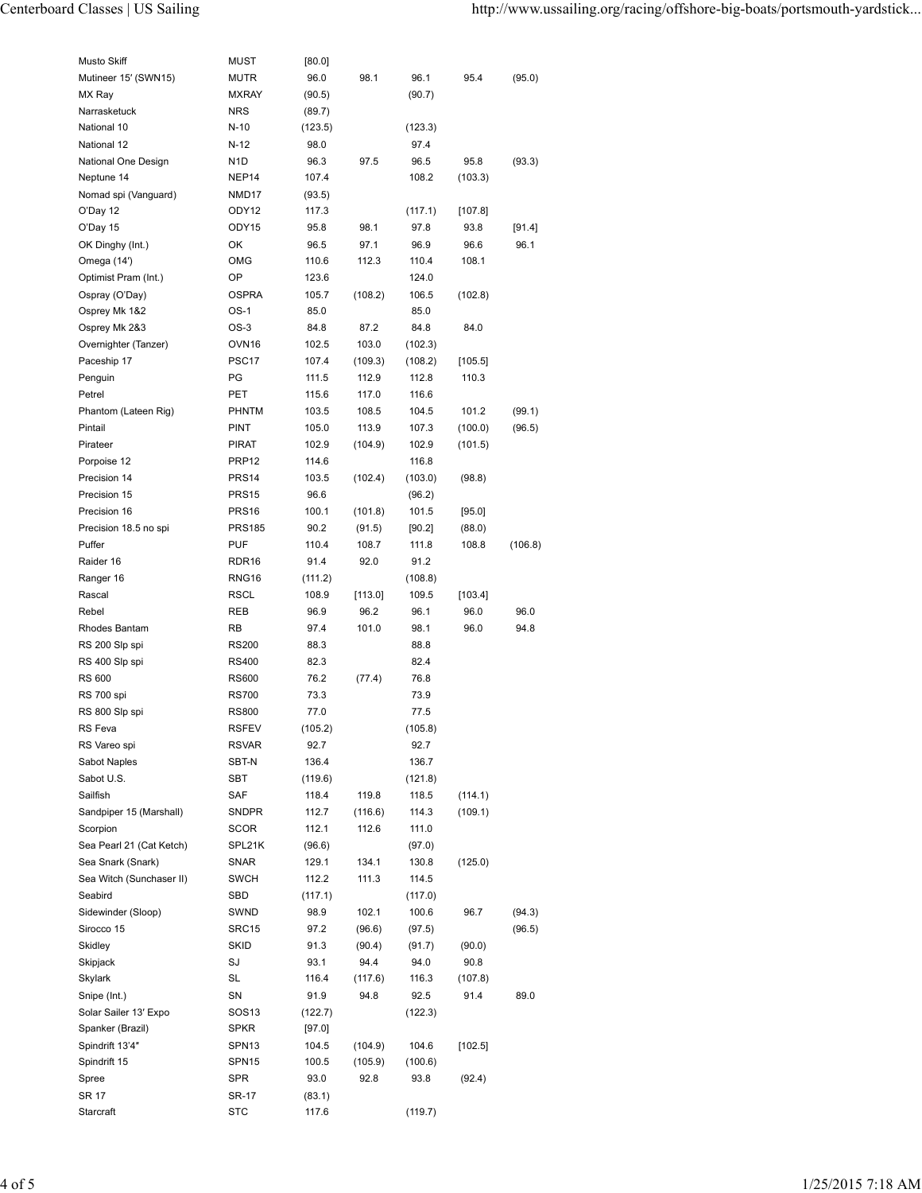| | | | | | | |
|---|---|---|---|---|---|---|
| Musto Skiff | MUST | [80.0] | | | | |
| Mutineer 15′ (SWN15) | MUTR | 96.0 | 98.1 | 96.1 | 95.4 | (95.0) |
| MX Ray | MXRAY | (90.5) | | (90.7) | | |
| Narrasketuck | NRS | (89.7) | | | | |
| National 10 | N-10 | (123.5) | | (123.3) | | |
| National 12 | N-12 | 98.0 | | 97.4 | | |
| National One Design | N1D | 96.3 | 97.5 | 96.5 | 95.8 | (93.3) |
| Neptune 14 | NEP14 | 107.4 | | 108.2 | (103.3) | |
| Nomad spi (Vanguard) | NMD17 | (93.5) | | | | |
| O'Day 12 | ODY12 | 117.3 | | (117.1) | [107.8] | |
| O'Day 15 | ODY15 | 95.8 | 98.1 | 97.8 | 93.8 | [91.4] |
| OK Dinghy (Int.) | OK | 96.5 | 97.1 | 96.9 | 96.6 | 96.1 |
| Omega (14′) | OMG | 110.6 | 112.3 | 110.4 | 108.1 | |
| Optimist Pram (Int.) | OP | 123.6 | | 124.0 | | |
| Ospray (O'Day) | OSPRA | 105.7 | (108.2) | 106.5 | (102.8) | |
| Osprey Mk 1&2 | OS-1 | 85.0 | | 85.0 | | |
| Osprey Mk 2&3 | OS-3 | 84.8 | 87.2 | 84.8 | 84.0 | |
| Overnighter (Tanzer) | OVN16 | 102.5 | 103.0 | (102.3) | | |
| Paceship 17 | PSC17 | 107.4 | (109.3) | (108.2) | [105.5] | |
| Penguin | PG | 111.5 | 112.9 | 112.8 | 110.3 | |
| Petrel | PET | 115.6 | 117.0 | 116.6 | | |
| Phantom (Lateen Rig) | PHNTM | 103.5 | 108.5 | 104.5 | 101.2 | (99.1) |
| Pintail | PINT | 105.0 | 113.9 | 107.3 | (100.0) | (96.5) |
| Pirateer | PIRAT | 102.9 | (104.9) | 102.9 | (101.5) | |
| Porpoise 12 | PRP12 | 114.6 | | 116.8 | | |
| Precision 14 | PRS14 | 103.5 | (102.4) | (103.0) | (98.8) | |
| Precision 15 | PRS15 | 96.6 | | (96.2) | | |
| Precision 16 | PRS16 | 100.1 | (101.8) | 101.5 | [95.0] | |
| Precision 18.5 no spi | PRS185 | 90.2 | (91.5) | [90.2] | (88.0) | |
| Puffer | PUF | 110.4 | 108.7 | 111.8 | 108.8 | (106.8) |
| Raider 16 | RDR16 | 91.4 | 92.0 | 91.2 | | |
| Ranger 16 | RNG16 | (111.2) | | (108.8) | | |
| Rascal | RSCL | 108.9 | [113.0] | 109.5 | [103.4] | |
| Rebel | REB | 96.9 | 96.2 | 96.1 | 96.0 | 96.0 |
| Rhodes Bantam | RB | 97.4 | 101.0 | 98.1 | 96.0 | 94.8 |
| RS 200 Slp spi | RS200 | 88.3 | | 88.8 | | |
| RS 400 Slp spi | RS400 | 82.3 | | 82.4 | | |
| RS 600 | RS600 | 76.2 | (77.4) | 76.8 | | |
| RS 700 spi | RS700 | 73.3 | | 73.9 | | |
| RS 800 Slp spi | RS800 | 77.0 | | 77.5 | | |
| RS Feva | RSFEV | (105.2) | | (105.8) | | |
| RS Vareo spi | RSVAR | 92.7 | | 92.7 | | |
| Sabot Naples | SBT-N | 136.4 | | 136.7 | | |
| Sabot U.S. | SBT | (119.6) | | (121.8) | | |
| Sailfish | SAF | 118.4 | 119.8 | 118.5 | (114.1) | |
| Sandpiper 15 (Marshall) | SNDPR | 112.7 | (116.6) | 114.3 | (109.1) | |
| Scorpion | SCOR | 112.1 | 112.6 | 111.0 | | |
| Sea Pearl 21 (Cat Ketch) | SPL21K | (96.6) | | (97.0) | | |
| Sea Snark (Snark) | SNAR | 129.1 | 134.1 | 130.8 | (125.0) | |
| Sea Witch (Sunchaser II) | SWCH | 112.2 | 111.3 | 114.5 | | |
| Seabird | SBD | (117.1) | | (117.0) | | |
| Sidewinder (Sloop) | SWND | 98.9 | 102.1 | 100.6 | 96.7 | (94.3) |
| Sirocco 15 | SRC15 | 97.2 | (96.6) | (97.5) | | (96.5) |
| Skidley | SKID | 91.3 | (90.4) | (91.7) | (90.0) | |
| Skipjack | SJ | 93.1 | 94.4 | 94.0 | 90.8 | |
| Skylark | SL | 116.4 | (117.6) | 116.3 | (107.8) | |
| Snipe (Int.) | SN | 91.9 | 94.8 | 92.5 | 91.4 | 89.0 |
| Solar Sailer 13′ Expo | SOS13 | (122.7) | | (122.3) | | |
| Spanker (Brazil) | SPKR | [97.0] | | | | |
| Spindrift 13′4″ | SPN13 | 104.5 | (104.9) | 104.6 | [102.5] | |
| Spindrift 15 | SPN15 | 100.5 | (105.9) | (100.6) | | |
| Spree | SPR | 93.0 | 92.8 | 93.8 | (92.4) | |
| SR 17 | SR-17 | (83.1) | | | | |
| Starcraft | STC | 117.6 | | (119.7) | | |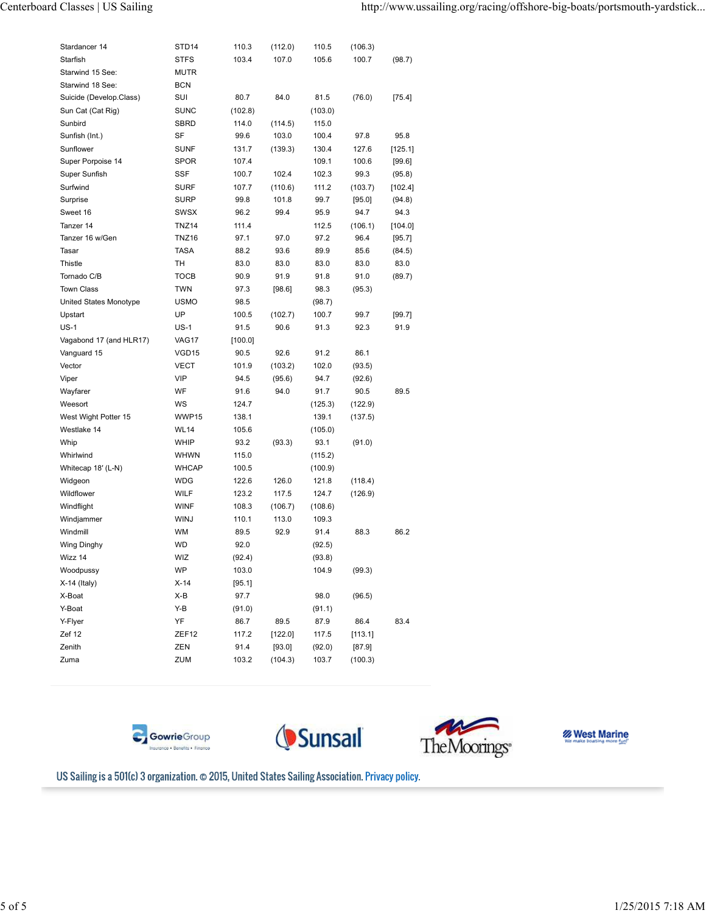| | | | | | | |
|---|---|---|---|---|---|---|
| Stardancer 14 | STD14 | 110.3 | (112.0) | 110.5 | (106.3) | |
| Starfish | STFS | 103.4 | 107.0 | 105.6 | 100.7 | (98.7) |
| Starwind 15 See: | MUTR | | | | | |
| Starwind 18 See: | BCN | | | | | |
| Suicide (Develop.Class) | SUI | 80.7 | 84.0 | 81.5 | (76.0) | [75.4] |
| Sun Cat (Cat Rig) | SUNC | (102.8) | | (103.0) | | |
| Sunbird | SBRD | 114.0 | (114.5) | 115.0 | | |
| Sunfish (Int.) | SF | 99.6 | 103.0 | 100.4 | 97.8 | 95.8 |
| Sunflower | SUNF | 131.7 | (139.3) | 130.4 | 127.6 | [125.1] |
| Super Porpoise 14 | SPOR | 107.4 | | 109.1 | 100.6 | [99.6] |
| Super Sunfish | SSF | 100.7 | 102.4 | 102.3 | 99.3 | (95.8) |
| Surfwind | SURF | 107.7 | (110.6) | 111.2 | (103.7) | [102.4] |
| Surprise | SURP | 99.8 | 101.8 | 99.7 | [95.0] | (94.8) |
| Sweet 16 | SWSX | 96.2 | 99.4 | 95.9 | 94.7 | 94.3 |
| Tanzer 14 | TNZ14 | 111.4 | | 112.5 | (106.1) | [104.0] |
| Tanzer 16 w/Gen | TNZ16 | 97.1 | 97.0 | 97.2 | 96.4 | [95.7] |
| Tasar | TASA | 88.2 | 93.6 | 89.9 | 85.6 | (84.5) |
| Thistle | TH | 83.0 | 83.0 | 83.0 | 83.0 | 83.0 |
| Tornado C/B | TOCB | 90.9 | 91.9 | 91.8 | 91.0 | (89.7) |
| Town Class | TWN | 97.3 | [98.6] | 98.3 | (95.3) | |
| United States Monotype | USMO | 98.5 | | (98.7) | | |
| Upstart | UP | 100.5 | (102.7) | 100.7 | 99.7 | [99.7] |
| US-1 | US-1 | 91.5 | 90.6 | 91.3 | 92.3 | 91.9 |
| Vagabond 17 (and HLR17) | VAG17 | [100.0] | | | | |
| Vanguard 15 | VGD15 | 90.5 | 92.6 | 91.2 | 86.1 | |
| Vector | VECT | 101.9 | (103.2) | 102.0 | (93.5) | |
| Viper | VIP | 94.5 | (95.6) | 94.7 | (92.6) | |
| Wayfarer | WF | 91.6 | 94.0 | 91.7 | 90.5 | 89.5 |
| Weesort | WS | 124.7 | | (125.3) | (122.9) | |
| West Wight Potter 15 | WWP15 | 138.1 | | 139.1 | (137.5) | |
| Westlake 14 | WL14 | 105.6 | | (105.0) | | |
| Whip | WHIP | 93.2 | (93.3) | 93.1 | (91.0) | |
| Whirlwind | WHWN | 115.0 | | (115.2) | | |
| Whitecap 18' (L-N) | WHCAP | 100.5 | | (100.9) | | |
| Widgeon | WDG | 122.6 | 126.0 | 121.8 | (118.4) | |
| Wildflower | WILF | 123.2 | 117.5 | 124.7 | (126.9) | |
| Windflight | WINF | 108.3 | (106.7) | (108.6) | | |
| Windjammer | WINJ | 110.1 | 113.0 | 109.3 | | |
| Windmill | WM | 89.5 | 92.9 | 91.4 | 88.3 | 86.2 |
| Wing Dinghy | WD | 92.0 | | (92.5) | | |
| Wizz 14 | WIZ | (92.4) | | (93.8) | | |
| Woodpussy | WP | 103.0 | | 104.9 | (99.3) | |
| X-14 (Italy) | X-14 | [95.1] | | | | |
| X-Boat | X-B | 97.7 | | 98.0 | (96.5) | |
| Y-Boat | Y-B | (91.0) | | (91.1) | | |
| Y-Flyer | YF | 86.7 | 89.5 | 87.9 | 86.4 | 83.4 |
| Zef 12 | ZEF12 | 117.2 | [122.0] | 117.5 | [113.1] | |
| Zenith | ZEN | 91.4 | [93.0] | (92.0) | [87.9] | |
| Zuma | ZUM | 103.2 | (104.3) | 103.7 | (100.3) | |

US Sailing is a 501(c) 3 organization. © 2015, United States Sailing Association. Privacy policy.